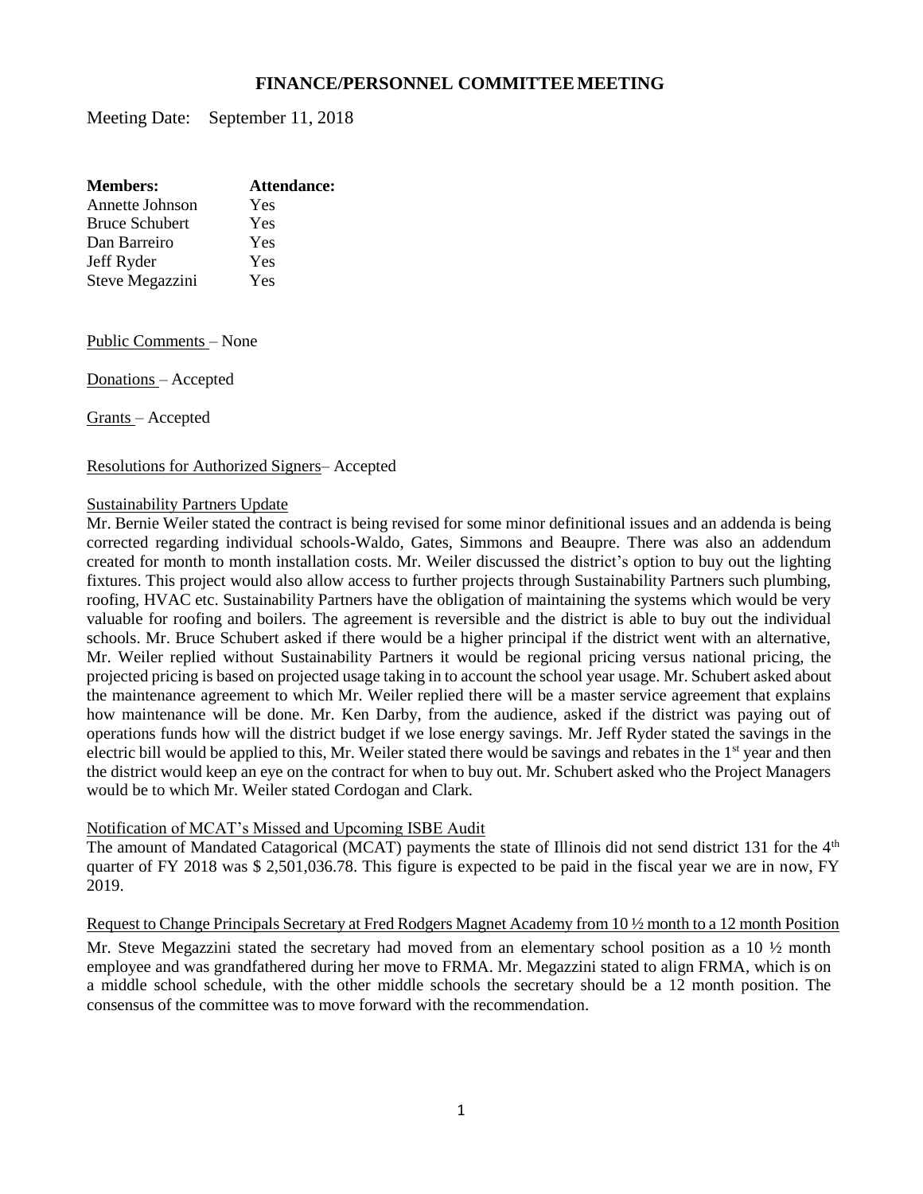# FINANCE/PERSONNEL COMMITTEE MEETING

Meeting Date: September 11, 2018

| **Members:** | **Attendance:** |
|---|---|
| Annette Johnson | Yes |
| Bruce Schubert | Yes |
| Dan Barreiro | Yes |
| Jeff Ryder | Yes |
| Steve Megazzini | Yes |

Public Comments – None

Donations – Accepted

Grants – Accepted

Resolutions for Authorized Signers– Accepted

Sustainability Partners Update

Mr. Bernie Weiler stated the contract is being revised for some minor definitional issues and an addenda is being corrected regarding individual schools-Waldo, Gates, Simmons and Beaupre. There was also an addendum created for month to month installation costs. Mr. Weiler discussed the district's option to buy out the lighting fixtures. This project would also allow access to further projects through Sustainability Partners such plumbing, roofing, HVAC etc. Sustainability Partners have the obligation of maintaining the systems which would be very valuable for roofing and boilers. The agreement is reversible and the district is able to buy out the individual schools. Mr. Bruce Schubert asked if there would be a higher principal if the district went with an alternative, Mr. Weiler replied without Sustainability Partners it would be regional pricing versus national pricing, the projected pricing is based on projected usage taking in to account the school year usage. Mr. Schubert asked about the maintenance agreement to which Mr. Weiler replied there will be a master service agreement that explains how maintenance will be done. Mr. Ken Darby, from the audience, asked if the district was paying out of operations funds how will the district budget if we lose energy savings. Mr. Jeff Ryder stated the savings in the electric bill would be applied to this, Mr. Weiler stated there would be savings and rebates in the 1st year and then the district would keep an eye on the contract for when to buy out. Mr. Schubert asked who the Project Managers would be to which Mr. Weiler stated Cordogan and Clark.

Notification of MCAT's Missed and Upcoming ISBE Audit

The amount of Mandated Catagorical (MCAT) payments the state of Illinois did not send district 131 for the 4th quarter of FY 2018 was $ 2,501,036.78. This figure is expected to be paid in the fiscal year we are in now, FY 2019.

Request to Change Principals Secretary at Fred Rodgers Magnet Academy from 10 ½ month to a 12 month Position

Mr. Steve Megazzini stated the secretary had moved from an elementary school position as a 10 ½ month employee and was grandfathered during her move to FRMA. Mr. Megazzini stated to align FRMA, which is on a middle school schedule, with the other middle schools the secretary should be a 12 month position. The consensus of the committee was to move forward with the recommendation.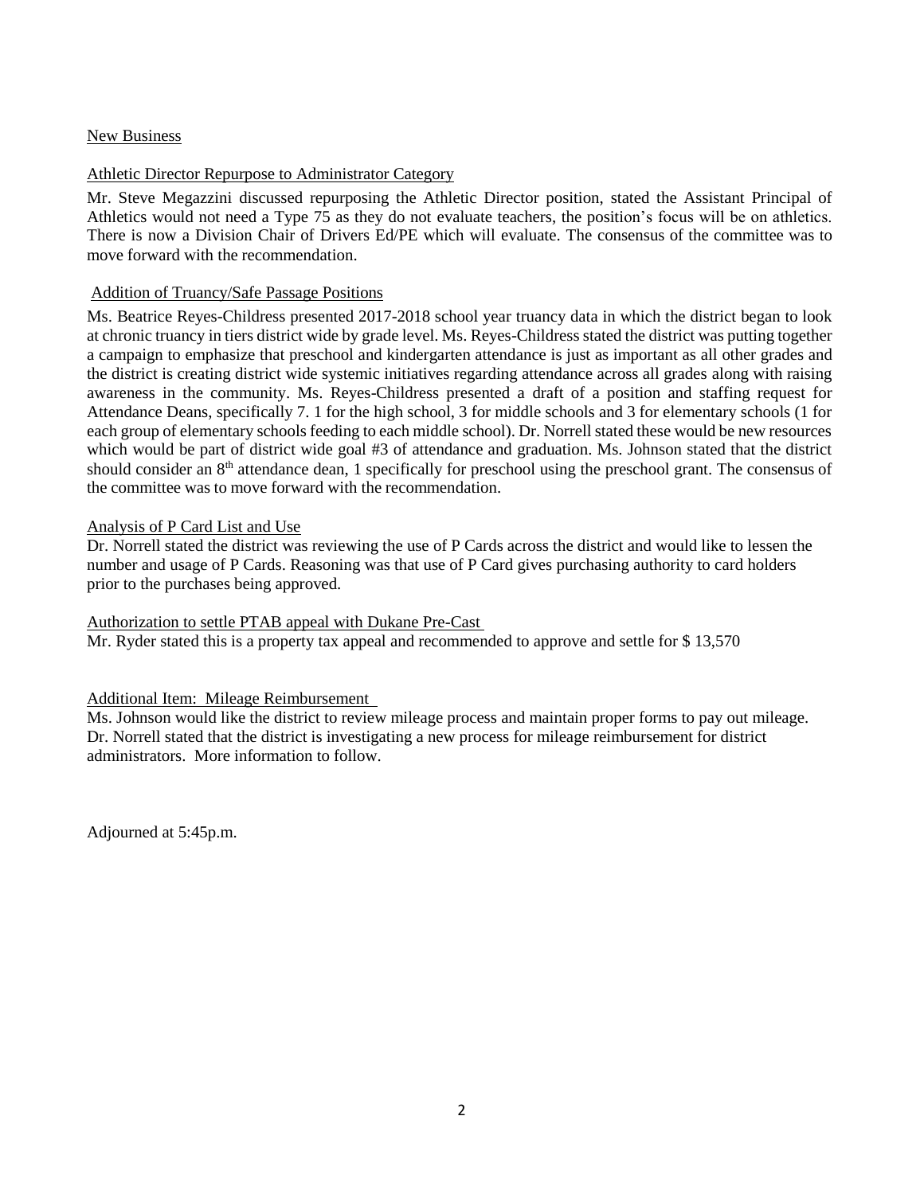New Business

Athletic Director Repurpose to Administrator Category

Mr. Steve Megazzini discussed repurposing the Athletic Director position, stated the Assistant Principal of Athletics would not need a Type 75 as they do not evaluate teachers, the position's focus will be on athletics. There is now a Division Chair of Drivers Ed/PE which will evaluate. The consensus of the committee was to move forward with the recommendation.

Addition of Truancy/Safe Passage Positions

Ms. Beatrice Reyes-Childress presented 2017-2018 school year truancy data in which the district began to look at chronic truancy in tiers district wide by grade level. Ms. Reyes-Childress stated the district was putting together a campaign to emphasize that preschool and kindergarten attendance is just as important as all other grades and the district is creating district wide systemic initiatives regarding attendance across all grades along with raising awareness in the community. Ms. Reyes-Childress presented a draft of a position and staffing request for Attendance Deans, specifically 7. 1 for the high school, 3 for middle schools and 3 for elementary schools (1 for each group of elementary schools feeding to each middle school). Dr. Norrell stated these would be new resources which would be part of district wide goal #3 of attendance and graduation. Ms. Johnson stated that the district should consider an 8th attendance dean, 1 specifically for preschool using the preschool grant. The consensus of the committee was to move forward with the recommendation.

Analysis of P Card List and Use

Dr. Norrell stated the district was reviewing the use of P Cards across the district and would like to lessen the number and usage of P Cards. Reasoning was that use of P Card gives purchasing authority to card holders prior to the purchases being approved.

Authorization to settle PTAB appeal with Dukane Pre-Cast

Mr. Ryder stated this is a property tax appeal and recommended to approve and settle for $ 13,570

Additional Item: Mileage Reimbursement

Ms. Johnson would like the district to review mileage process and maintain proper forms to pay out mileage. Dr. Norrell stated that the district is investigating a new process for mileage reimbursement for district administrators. More information to follow.

Adjourned at 5:45p.m.